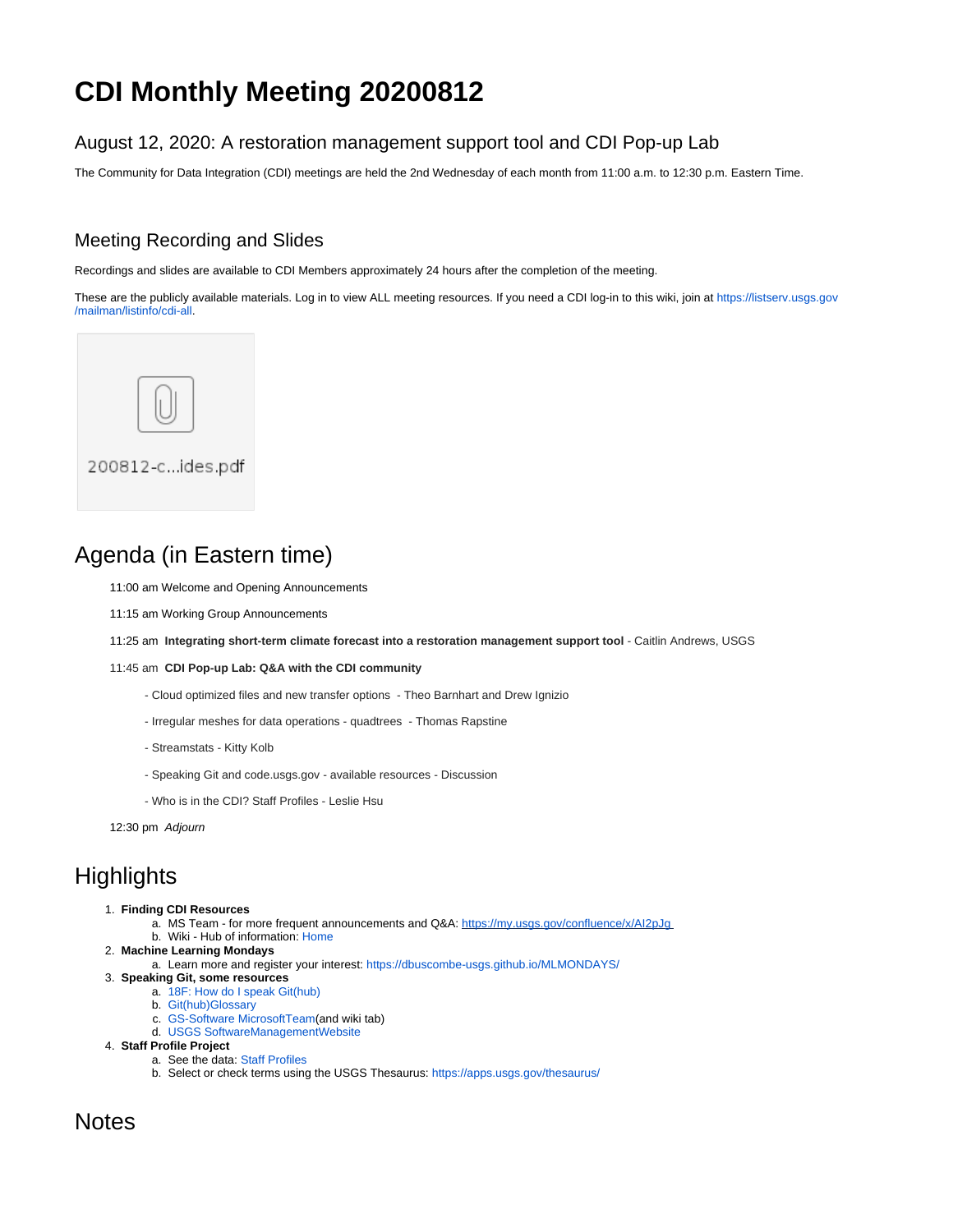# CDI Monthly Meeting 20200812

## August 12, 2020: A restoration management support tool and CDI Pop-up Lab

The Community for Data Integration (CDI) meetings are held the 2nd Wednesday of each month from 11:00 a.m. to 12:30 p.m. Eastern Time.

### Meeting Recording and Slides

Recordings and slides are available to CDI Members approximately 24 hours after the completion of the meeting.

These are the publicly available materials. Log in to view ALL meeting resources. If you need a CDI log-in to this wiki, join at https://listserv.usgs.gov/mailman/listinfo/cdi-all.

200812-c...ides.pdf

## Agenda (in Eastern time)

11:00 am Welcome and Opening Announcements

11:15 am Working Group Announcements

11:25 am **Integrating short-term climate forecast into a restoration management support tool** - Caitlin Andrews, USGS

11:45 am **CDI Pop-up Lab: Q&A with the CDI community**

- Cloud optimized files and new transfer options - Theo Barnhart and Drew Ignizio

- Irregular meshes for data operations - quadtrees - Thomas Rapstine

- Streamstats - Kitty Kolb

- Speaking Git and code.usgs.gov - available resources - Discussion

- Who is in the CDI? Staff Profiles - Leslie Hsu

12:30 pm *Adjourn*

## Highlights

1. **Finding CDI Resources**
   a. MS Team - for more frequent announcements and Q&A: https://my.usgs.gov/confluence/x/AI2pJg
   b. Wiki - Hub of information: Home
2. **Machine Learning Mondays**
   a. Learn more and register your interest: https://dbuscombe-usgs.github.io/MLMONDAYS/
3. **Speaking Git, some resources**
   a. 18F: How do I speak Git(hub)
   b. Git(hub)Glossary
   c. GS-Software MicrosoftTeam(and wiki tab)
   d. USGS SoftwareManagementWebsite
4. **Staff Profile Project**
   a. See the data: Staff Profiles
   b. Select or check terms using the USGS Thesaurus: https://apps.usgs.gov/thesaurus/

## Notes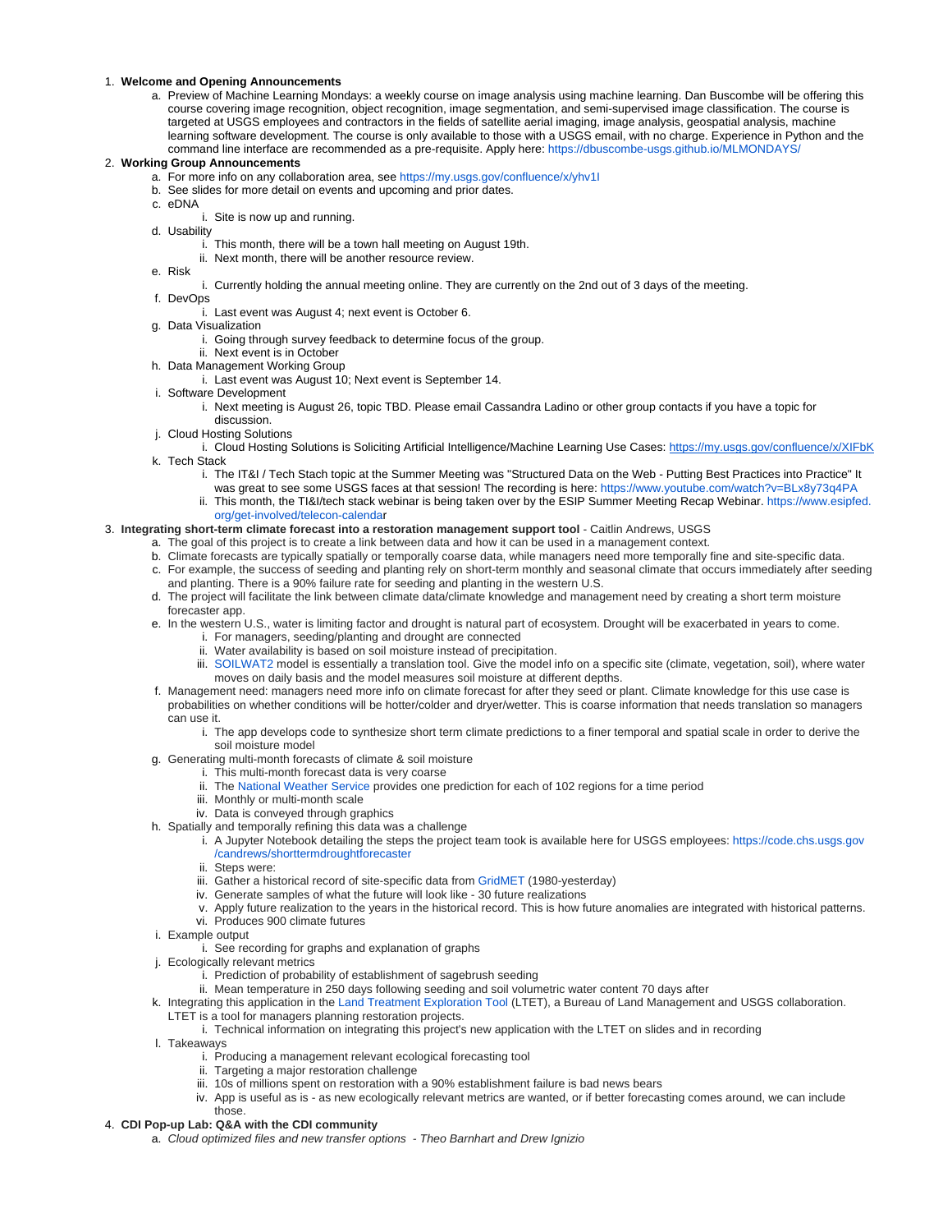1. **Welcome and Opening Announcements**
    a. Preview of Machine Learning Mondays: a weekly course on image analysis using machine learning. Dan Buscombe will be offering this course covering image recognition, object recognition, image segmentation, and semi-supervised image classification. The course is targeted at USGS employees and contractors in the fields of satellite aerial imaging, image analysis, geospatial analysis, machine learning software development. The course is only available to those with a USGS email, with no charge. Experience in Python and the command line interface are recommended as a pre-requisite. Apply here: https://dbuscombe-usgs.github.io/MLMONDAYS/
2. **Working Group Announcements**
    a. For more info on any collaboration area, see https://my.usgs.gov/confluence/x/yhv1I
    b. See slides for more detail on events and upcoming and prior dates.
    c. eDNA
        i. Site is now up and running.
    d. Usability
        i. This month, there will be a town hall meeting on August 19th.
        ii. Next month, there will be another resource review.
    e. Risk
        i. Currently holding the annual meeting online. They are currently on the 2nd out of 3 days of the meeting.
    f. DevOps
        i. Last event was August 4; next event is October 6.
    g. Data Visualization
        i. Going through survey feedback to determine focus of the group.
        ii. Next event is in October
    h. Data Management Working Group
        i. Last event was August 10; Next event is September 14.
    i. Software Development
        i. Next meeting is August 26, topic TBD. Please email Cassandra Ladino or other group contacts if you have a topic for discussion.
    j. Cloud Hosting Solutions
        i. Cloud Hosting Solutions is Soliciting Artificial Intelligence/Machine Learning Use Cases: https://my.usgs.gov/confluence/x/XIFbK
    k. Tech Stack
        i. The IT&I / Tech Stach topic at the Summer Meeting was "Structured Data on the Web - Putting Best Practices into Practice" It was great to see some USGS faces at that session! The recording is here: https://www.youtube.com/watch?v=BLx8y73q4PA
        ii. This month, the TI&I/tech stack webinar is being taken over by the ESIP Summer Meeting Recap Webinar. https://www.esipfed.org/get-involved/telecon-calendar
3. **Integrating short-term climate forecast into a restoration management support tool** - Caitlin Andrews, USGS
    a. The goal of this project is to create a link between data and how it can be used in a management context.
    b. Climate forecasts are typically spatially or temporally coarse data, while managers need more temporally fine and site-specific data.
    c. For example, the success of seeding and planting rely on short-term monthly and seasonal climate that occurs immediately after seeding and planting. There is a 90% failure rate for seeding and planting in the western U.S.
    d. The project will facilitate the link between climate data/climate knowledge and management need by creating a short term moisture forecaster app.
    e. In the western U.S., water is limiting factor and drought is natural part of ecosystem. Drought will be exacerbated in years to come.
        i. For managers, seeding/planting and drought are connected
        ii. Water availability is based on soil moisture instead of precipitation.
        iii. SOILWAT2 model is essentially a translation tool. Give the model info on a specific site (climate, vegetation, soil), where water moves on daily basis and the model measures soil moisture at different depths.
    f. Management need: managers need more info on climate forecast for after they seed or plant. Climate knowledge for this use case is probabilities on whether conditions will be hotter/colder and dryer/wetter. This is coarse information that needs translation so managers can use it.
        i. The app develops code to synthesize short term climate predictions to a finer temporal and spatial scale in order to derive the soil moisture model
    g. Generating multi-month forecasts of climate & soil moisture
        i. This multi-month forecast data is very coarse
        ii. The National Weather Service provides one prediction for each of 102 regions for a time period
        iii. Monthly or multi-month scale
        iv. Data is conveyed through graphics
    h. Spatially and temporally refining this data was a challenge
        i. A Jupyter Notebook detailing the steps the project team took is available here for USGS employees: https://code.chs.usgs.gov/candrews/shorttermdroughtforecaster
        ii. Steps were:
        iii. Gather a historical record of site-specific data from GridMET (1980-yesterday)
        iv. Generate samples of what the future will look like - 30 future realizations
        v. Apply future realization to the years in the historical record. This is how future anomalies are integrated with historical patterns.
        vi. Produces 900 climate futures
    i. Example output
        i. See recording for graphs and explanation of graphs
    j. Ecologically relevant metrics
        i. Prediction of probability of establishment of sagebrush seeding
        ii. Mean temperature in 250 days following seeding and soil volumetric water content 70 days after
    k. Integrating this application in the Land Treatment Exploration Tool (LTET), a Bureau of Land Management and USGS collaboration. LTET is a tool for managers planning restoration projects.
        i. Technical information on integrating this project's new application with the LTET on slides and in recording
    l. Takeaways
        i. Producing a management relevant ecological forecasting tool
        ii. Targeting a major restoration challenge
        iii. 10s of millions spent on restoration with a 90% establishment failure is bad news bears
        iv. App is useful as is - as new ecologically relevant metrics are wanted, or if better forecasting comes around, we can include those.
4. **CDI Pop-up Lab: Q&A with the CDI community**
    a. *Cloud optimized files and new transfer options - Theo Barnhart and Drew Ignizio*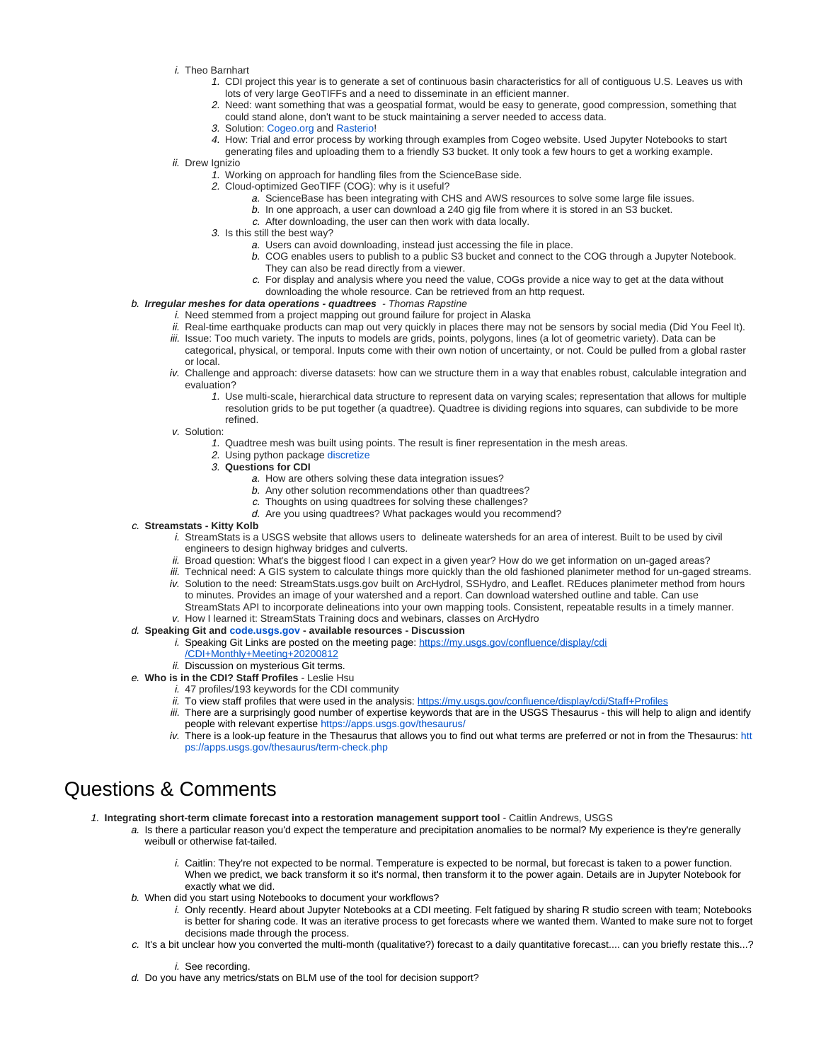- i. Theo Barnhart
    1. CDI project this year is to generate a set of continuous basin characteristics for all of contiguous U.S. Leaves us with lots of very large GeoTIFFs and a need to disseminate in an efficient manner.
    2. Need: want something that was a geospatial format, would be easy to generate, good compression, something that could stand alone, don't want to be stuck maintaining a server needed to access data.
    3. Solution: Cogeo.org and Rasterio!
    4. How: Trial and error process by working through examples from Cogeo website. Used Jupyter Notebooks to start generating files and uploading them to a friendly S3 bucket. It only took a few hours to get a working example.
- ii. Drew Ignizio
    1. Working on approach for handling files from the ScienceBase side.
    2. Cloud-optimized GeoTIFF (COG): why is it useful?
        - a. ScienceBase has been integrating with CHS and AWS resources to solve some large file issues.
        - b. In one approach, a user can download a 240 gig file from where it is stored in an S3 bucket.
        - c. After downloading, the user can then work with data locally.
    3. Is this still the best way?
        - a. Users can avoid downloading, instead just accessing the file in place.
        - b. COG enables users to publish to a public S3 bucket and connect to the COG through a Jupyter Notebook. They can also be read directly from a viewer.
        - c. For display and analysis where you need the value, COGs provide a nice way to get at the data without downloading the whole resource. Can be retrieved from an http request.

b. ***Irregular meshes for data operations - quadtrees*** - *Thomas Rapstine*
- i. Need stemmed from a project mapping out ground failure for project in Alaska
- ii. Real-time earthquake products can map out very quickly in places there may not be sensors by social media (Did You Feel It).
- iii. Issue: Too much variety. The inputs to models are grids, points, polygons, lines (a lot of geometric variety). Data can be categorical, physical, or temporal. Inputs come with their own notion of uncertainty, or not. Could be pulled from a global raster or local.
- iv. Challenge and approach: diverse datasets: how can we structure them in a way that enables robust, calculable integration and evaluation?
    1. Use multi-scale, hierarchical data structure to represent data on varying scales; representation that allows for multiple resolution grids to be put together (a quadtree). Quadtree is dividing regions into squares, can subdivide to be more refined.
- v. Solution:
    1. Quadtree mesh was built using points. The result is finer representation in the mesh areas.
    2. Using python package discretize
    3. **Questions for CDI**
        - a. How are others solving these data integration issues?
        - b. Any other solution recommendations other than quadtrees?
        - c. Thoughts on using quadtrees for solving these challenges?
        - d. Are you using quadtrees? What packages would you recommend?

c. **Streamstats - Kitty Kolb**
- i. StreamStats is a USGS website that allows users to delineate watersheds for an area of interest. Built to be used by civil engineers to design highway bridges and culverts.
- ii. Broad question: What's the biggest flood I can expect in a given year? How do we get information on un-gaged areas?
- iii. Technical need: A GIS system to calculate things more quickly than the old fashioned planimeter method for un-gaged streams.
- iv. Solution to the need: StreamStats.usgs.gov built on ArcHydrol, SSHydro, and Leaflet. REduces planimeter method from hours to minutes. Provides an image of your watershed and a report. Can download watershed outline and table. Can use StreamStats API to incorporate delineations into your own mapping tools. Consistent, repeatable results in a timely manner.
- v. How I learned it: StreamStats Training docs and webinars, classes on ArcHydro

d. **Speaking Git and code.usgs.gov - available resources - Discussion**
- i. Speaking Git Links are posted on the meeting page: https://my.usgs.gov/confluence/display/cdi/CDI+Monthly+Meeting+20200812
- ii. Discussion on mysterious Git terms.

e. **Who is in the CDI? Staff Profiles** - Leslie Hsu
- i. 47 profiles/193 keywords for the CDI community
- ii. To view staff profiles that were used in the analysis: https://my.usgs.gov/confluence/display/cdi/Staff+Profiles
- iii. There are a surprisingly good number of expertise keywords that are in the USGS Thesaurus - this will help to align and identify people with relevant expertise https://apps.usgs.gov/thesaurus/
- iv. There is a look-up feature in the Thesaurus that allows you to find out what terms are preferred or not in from the Thesaurus: https://apps.usgs.gov/thesaurus/term-check.php

# Questions & Comments

1. **Integrating short-term climate forecast into a restoration management support tool** - Caitlin Andrews, USGS
    - a. Is there a particular reason you'd expect the temperature and precipitation anomalies to be normal? My experience is they're generally weibull or otherwise fat-tailed.
        - i. Caitlin: They're not expected to be normal. Temperature is expected to be normal, but forecast is taken to a power function. When we predict, we back transform it so it's normal, then transform it to the power again. Details are in Jupyter Notebook for exactly what we did.
    - b. When did you start using Notebooks to document your workflows?
        - i. Only recently. Heard about Jupyter Notebooks at a CDI meeting. Felt fatigued by sharing R studio screen with team; Notebooks is better for sharing code. It was an iterative process to get forecasts where we wanted them. Wanted to make sure not to forget decisions made through the process.
    - c. It's a bit unclear how you converted the multi-month (qualitative?) forecast to a daily quantitative forecast.... can you briefly restate this...?
        - i. See recording.
    - d. Do you have any metrics/stats on BLM use of the tool for decision support?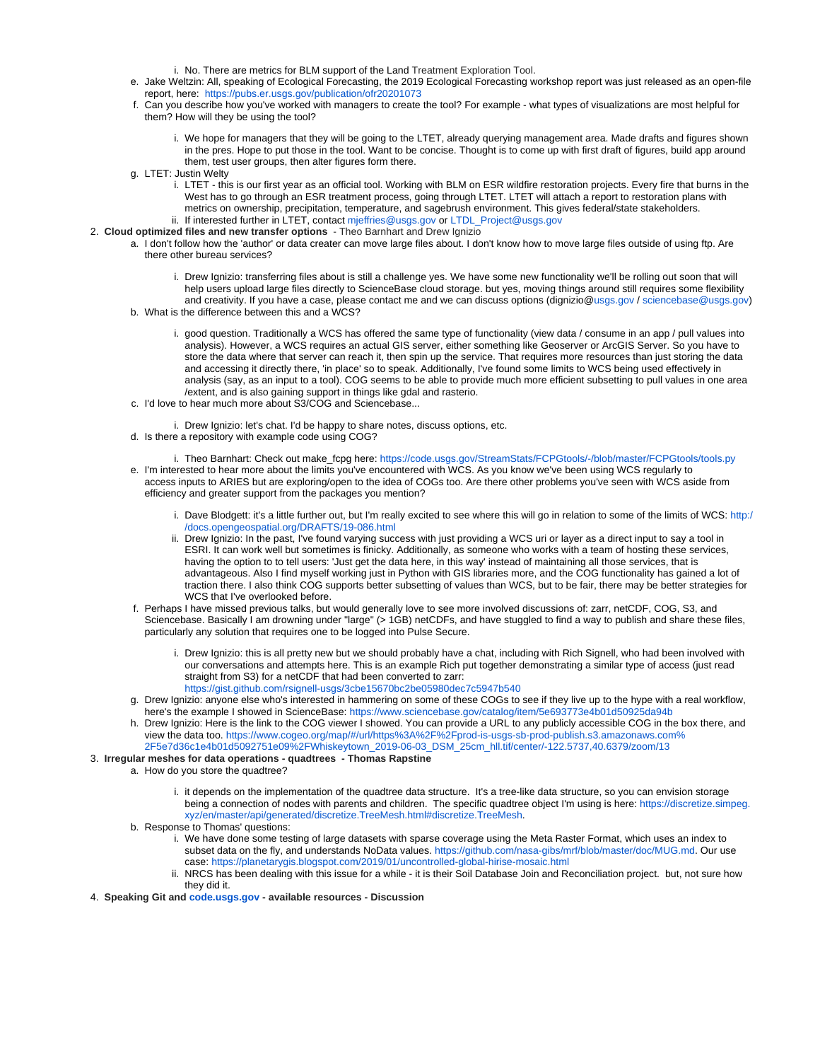- i. No. There are metrics for BLM support of the Land Treatment Exploration Tool.
- e. Jake Weltzin: All, speaking of Ecological Forecasting, the 2019 Ecological Forecasting workshop report was just released as an open-file report, here: https://pubs.er.usgs.gov/publication/ofr20201073
- f. Can you describe how you've worked with managers to create the tool? For example - what types of visualizations are most helpful for them? How will they be using the tool?
   - i. We hope for managers that they will be going to the LTET, already querying management area. Made drafts and figures shown in the pres. Hope to put those in the tool. Want to be concise. Thought is to come up with first draft of figures, build app around them, test user groups, then alter figures form there.
- g. LTET: Justin Welty
   - i. LTET - this is our first year as an official tool. Working with BLM on ESR wildfire restoration projects. Every fire that burns in the West has to go through an ESR treatment process, going through LTET. LTET will attach a report to restoration plans with metrics on ownership, precipitation, temperature, and sagebrush environment. This gives federal/state stakeholders.
   - ii. If interested further in LTET, contact mjeffries@usgs.gov or LTDL_Project@usgs.gov

2. **Cloud optimized files and new transfer options** - Theo Barnhart and Drew Ignizio
   - a. I don't follow how the 'author' or data creater can move large files about. I don't know how to move large files outside of using ftp. Are there other bureau services?
      - i. Drew Ignizio: transferring files about is still a challenge yes. We have some new functionality we'll be rolling out soon that will help users upload large files directly to ScienceBase cloud storage. but yes, moving things around still requires some flexibility and creativity. If you have a case, please contact me and we can discuss options (dignizio@usgs.gov / sciencebase@usgs.gov)
   - b. What is the difference between this and a WCS?
      - i. good question. Traditionally a WCS has offered the same type of functionality (view data / consume in an app / pull values into analysis). However, a WCS requires an actual GIS server, either something like Geoserver or ArcGIS Server. So you have to store the data where that server can reach it, then spin up the service. That requires more resources than just storing the data and accessing it directly there, 'in place' so to speak. Additionally, I've found some limits to WCS being used effectively in analysis (say, as an input to a tool). COG seems to be able to provide much more efficient subsetting to pull values in one area /extent, and is also gaining support in things like gdal and rasterio.
   - c. I'd love to hear much more about S3/COG and Sciencebase...
      - i. Drew Ignizio: let's chat. I'd be happy to share notes, discuss options, etc.
   - d. Is there a repository with example code using COG?
      - i. Theo Barnhart: Check out make_fcpg here: https://code.usgs.gov/StreamStats/FCPGtools/-/blob/master/FCPGtools/tools.py
   - e. I'm interested to hear more about the limits you've encountered with WCS. As you know we've been using WCS regularly to access inputs to ARIES but are exploring/open to the idea of COGs too. Are there other problems you've seen with WCS aside from efficiency and greater support from the packages you mention?
      - i. Dave Blodgett: it's a little further out, but I'm really excited to see where this will go in relation to some of the limits of WCS: http://docs.opengeospatial.org/DRAFTS/19-086.html
      - ii. Drew Ignizio: In the past, I've found varying success with just providing a WCS uri or layer as a direct input to say a tool in ESRI. It can work well but sometimes is finicky. Additionally, as someone who works with a team of hosting these services, having the option to to tell users: 'Just get the data here, in this way' instead of maintaining all those services, that is advantageous. Also I find myself working just in Python with GIS libraries more, and the COG functionality has gained a lot of traction there. I also think COG supports better subsetting of values than WCS, but to be fair, there may be better strategies for WCS that I've overlooked before.
   - f. Perhaps I have missed previous talks, but would generally love to see more involved discussions of: zarr, netCDF, COG, S3, and Sciencebase. Basically I am drowning under "large" (> 1GB) netCDFs, and have stuggled to find a way to publish and share these files, particularly any solution that requires one to be logged into Pulse Secure.
      - i. Drew Ignizio: this is all pretty new but we should probably have a chat, including with Rich Signell, who had been involved with our conversations and attempts here. This is an example Rich put together demonstrating a similar type of access (just read straight from S3) for a netCDF that had been converted to zarr: https://gist.github.com/rsignell-usgs/3cbe15670bc2be05980dec7c5947b540
   - g. Drew Ignizio: anyone else who's interested in hammering on some of these COGs to see if they live up to the hype with a real workflow, here's the example I showed in ScienceBase: https://www.sciencebase.gov/catalog/item/5e693773e4b01d50925da94b
   - h. Drew Ignizio: Here is the link to the COG viewer I showed. You can provide a URL to any publicly accessible COG in the box there, and view the data too. https://www.cogeo.org/map/#/url/https%3A%2F%2Fprod-is-usgs-sb-prod-publish.s3.amazonaws.com%2F5e7d36c1e4b01d5092751e09%2FWhiskeytown_2019-06-03_DSM_25cm_hll.tif/center/-122.5737,40.6379/zoom/13

3. **Irregular meshes for data operations - quadtrees - Thomas Rapstine**
   - a. How do you store the quadtree?
      - i. it depends on the implementation of the quadtree data structure. It's a tree-like data structure, so you can envision storage being a connection of nodes with parents and children. The specific quadtree object I'm using is here: https://discretize.simpeg.xyz/en/master/api/generated/discretize.TreeMesh.html#discretize.TreeMesh.
   - b. Response to Thomas' questions:
      - i. We have done some testing of large datasets with sparse coverage using the Meta Raster Format, which uses an index to subset data on the fly, and understands NoData values. https://github.com/nasa-gibs/mrf/blob/master/doc/MUG.md. Our use case: https://planetarygis.blogspot.com/2019/01/uncontrolled-global-hirise-mosaic.html
      - ii. NRCS has been dealing with this issue for a while - it is their Soil Database Join and Reconciliation project. but, not sure how they did it.

4. **Speaking Git and code.usgs.gov - available resources - Discussion**